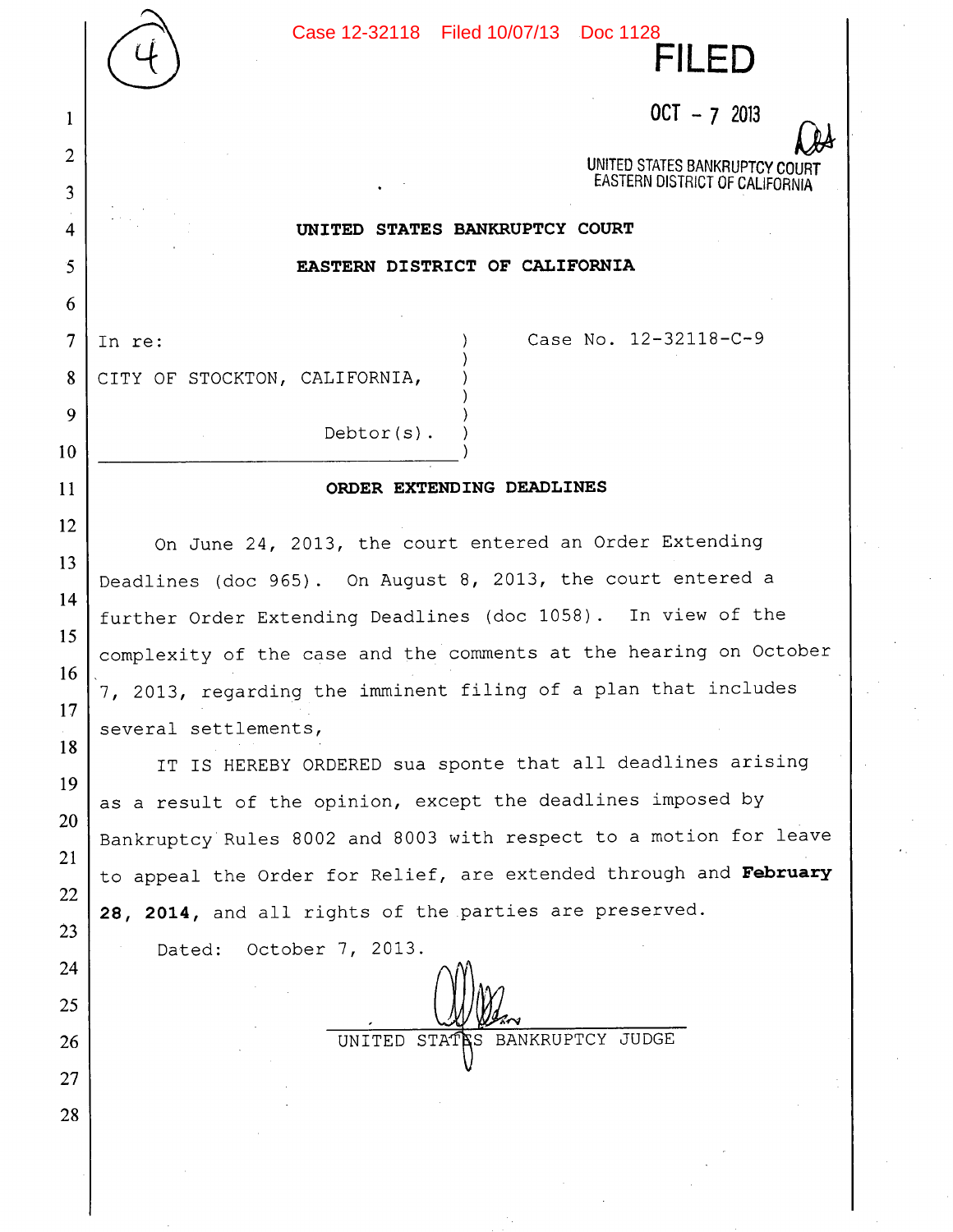Case 12-32118 Filed 10/07/13 Doc 1128

FILED

OCT - 7 2013

UNITED STATES BANKRUPTCY COURT
EASTERN DISTRICT OF CALIFORNIA

**UNITED STATES BANKRUPTCY COURT**

**EASTERN DISTRICT OF CALIFORNIA**

In re:

CITY OF STOCKTON, CALIFORNIA,

Debtor(s).

Case No. 12-32118-C-9

**ORDER EXTENDING DEADLINES**

On June 24, 2013, the court entered an Order Extending Deadlines (doc 965). On August 8, 2013, the court entered a further Order Extending Deadlines (doc 1058). In view of the complexity of the case and the comments at the hearing on October 7, 2013, regarding the imminent filing of a plan that includes several settlements,

IT IS HEREBY ORDERED sua sponte that all deadlines arising as a result of the opinion, except the deadlines imposed by Bankruptcy Rules 8002 and 8003 with respect to a motion for leave to appeal the Order for Relief, are extended through and **February 28, 2014,** and all rights of the parties are preserved.

Dated: October 7, 2013.

UNITED STATES BANKRUPTCY JUDGE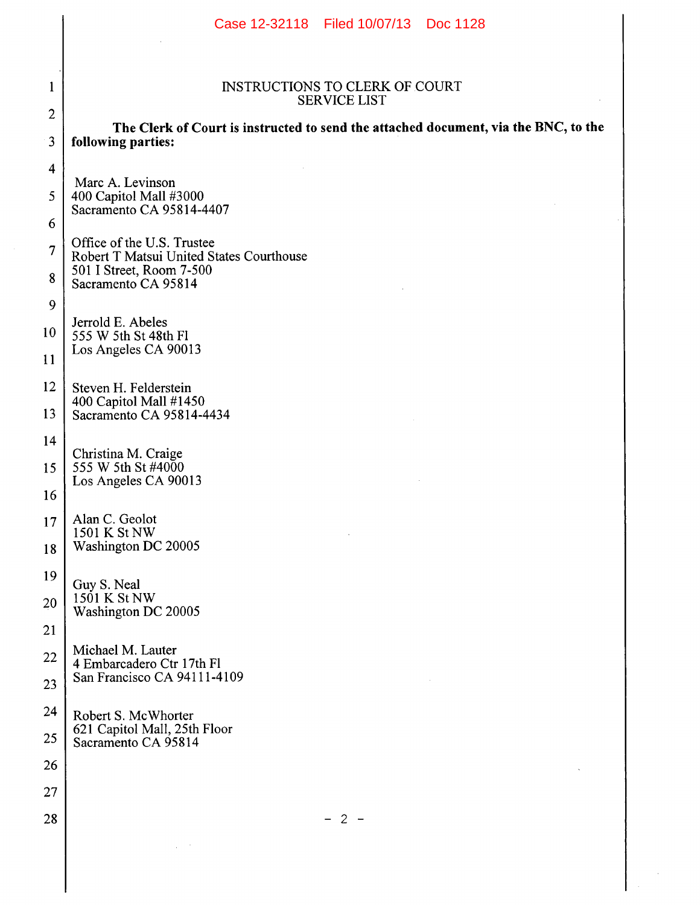INSTRUCTIONS TO CLERK OF COURT
SERVICE LIST

**The Clerk of Court is instructed to send the attached document, via the BNC, to the following parties:**

Marc A. Levinson
400 Capitol Mall #3000
Sacramento CA 95814-4407

Office of the U.S. Trustee
Robert T Matsui United States Courthouse
501 I Street, Room 7-500
Sacramento CA 95814

Jerrold E. Abeles
555 W 5th St 48th Fl
Los Angeles CA 90013

Steven H. Felderstein
400 Capitol Mall #1450
Sacramento CA 95814-4434

Christina M. Craige
555 W 5th St #4000
Los Angeles CA 90013

Alan C. Geolot
1501 K St NW
Washington DC 20005

Guy S. Neal
1501 K St NW
Washington DC 20005

Michael M. Lauter
4 Embarcadero Ctr 17th Fl
San Francisco CA 94111-4109

Robert S. McWhorter
621 Capitol Mall, 25th Floor
Sacramento CA 95814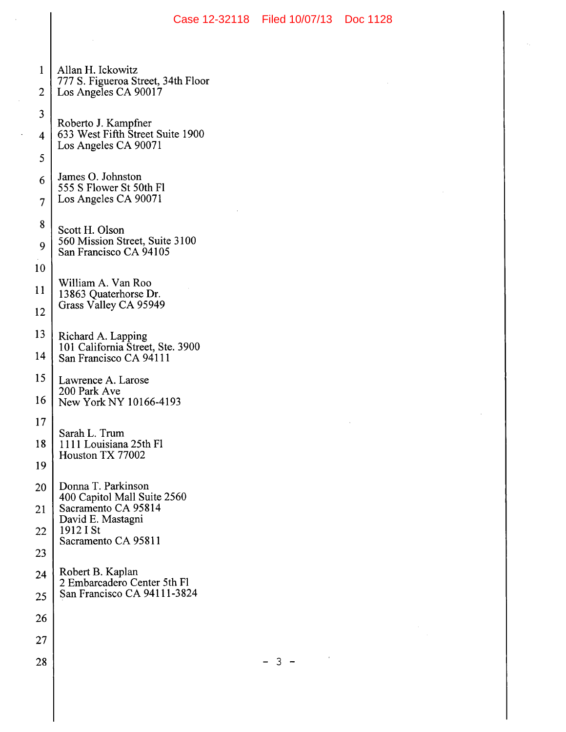Allan H. Ickowitz
777 S. Figueroa Street, 34th Floor
Los Angeles CA 90017

Roberto J. Kampfner
633 West Fifth Street Suite 1900
Los Angeles CA 90071

James O. Johnston
555 S Flower St 50th Fl
Los Angeles CA 90071

Scott H. Olson
560 Mission Street, Suite 3100
San Francisco CA 94105

William A. Van Roo
13863 Quaterhorse Dr.
Grass Valley CA 95949

Richard A. Lapping
101 California Street, Ste. 3900
San Francisco CA 94111

Lawrence A. Larose
200 Park Ave
New York NY 10166-4193

Sarah L. Trum
1111 Louisiana 25th Fl
Houston TX 77002

Donna T. Parkinson
400 Capitol Mall Suite 2560
Sacramento CA 95814
David E. Mastagni
1912 I St
Sacramento CA 95811

Robert B. Kaplan
2 Embarcadero Center 5th Fl
San Francisco CA 94111-3824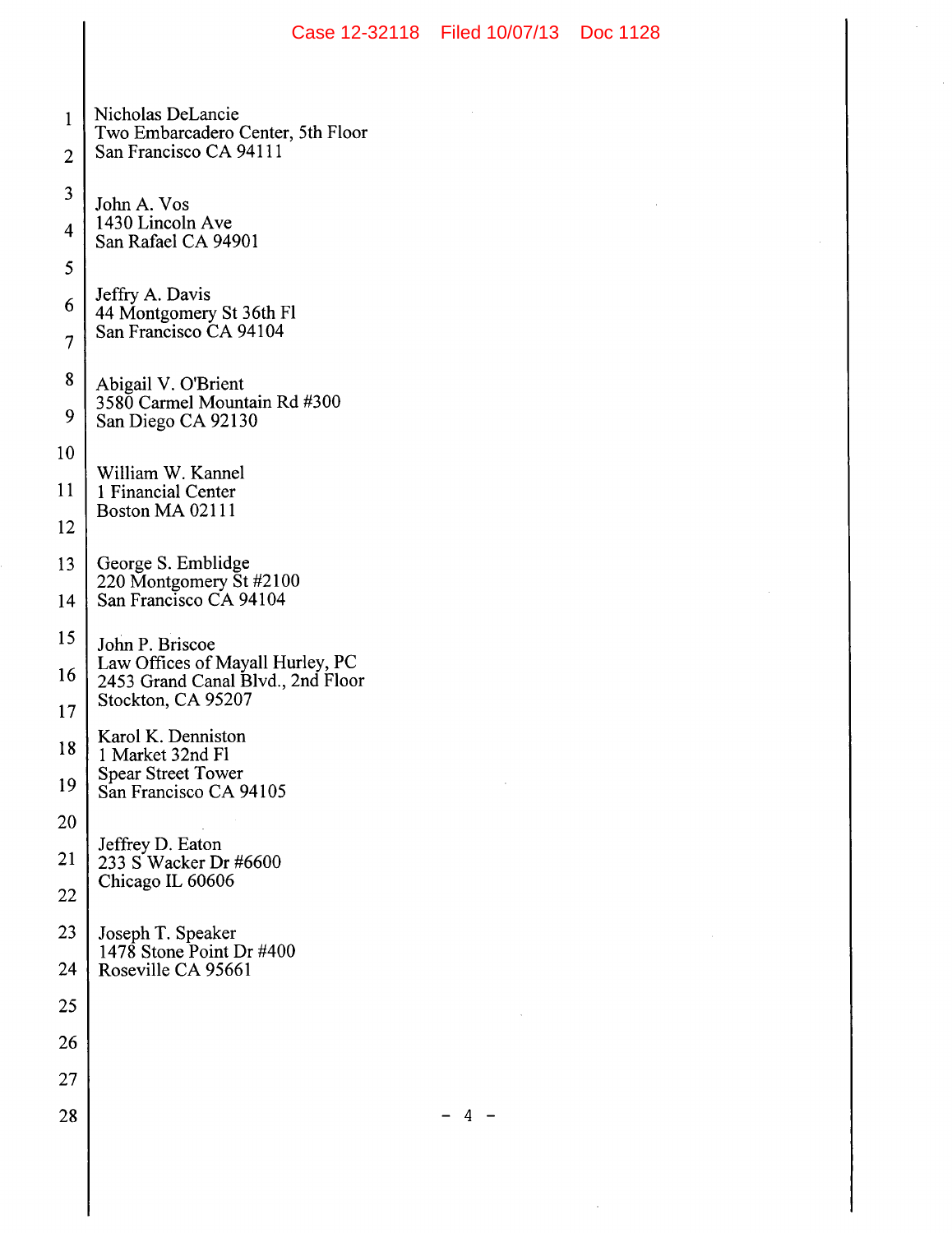Nicholas DeLancie
Two Embarcadero Center, 5th Floor
San Francisco CA 94111

John A. Vos
1430 Lincoln Ave
San Rafael CA 94901

Jeffry A. Davis
44 Montgomery St 36th Fl
San Francisco CA 94104

Abigail V. O'Brient
3580 Carmel Mountain Rd #300
San Diego CA 92130

William W. Kannel
1 Financial Center
Boston MA 02111

George S. Emblidge
220 Montgomery St #2100
San Francisco CA 94104

John P. Briscoe
Law Offices of Mayall Hurley, PC
2453 Grand Canal Blvd., 2nd Floor
Stockton, CA 95207

Karol K. Denniston
1 Market 32nd Fl
Spear Street Tower
San Francisco CA 94105

Jeffrey D. Eaton
233 S Wacker Dr #6600
Chicago IL 60606

Joseph T. Speaker
1478 Stone Point Dr #400
Roseville CA 95661